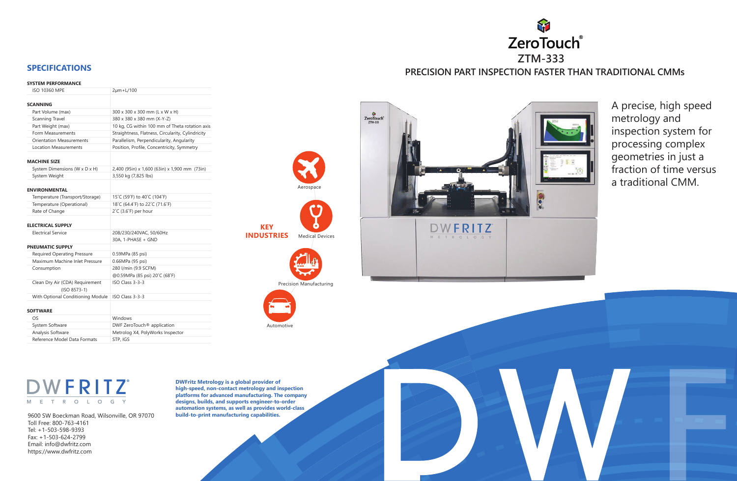# ZeroTouch®

## ZTM-333

## PRECISION PART INSPECTION FASTER THAN TRADITIONAL CMMs

A precise, high speed metrology and inspection system for processing complex geometries in just a fraction of time versus a traditional CMM.

## SPECIFICATIONS

| **SYSTEM PERFORMANCE** | |
|---|---|
| ISO 10360 MPE | 2µm+L/100 |
| **SCANNING** | |
| Part Volume (max) | 300 x 300 x 300 mm (L x W x H) |
| Scanning Travel | 380 x 380 x 380 mm (X-Y-Z) |
| Part Weight (max) | 10 kg, CG within 100 mm of Theta rotation axis |
| Form Measurements | Straightness, Flatness, Circularity, Cylindricity |
| Orientation Measurements | Parallelism, Perpendicularity, Angularity |
| Location Measurements | Position, Profile, Concentricity, Symmetry |
| **MACHINE SIZE** | |
| System Dimensions (W x D x H) | 2,400 (95in) x 1,600 (63in) x 1,900 mm (73in) |
| System Weight | 3,550 kg (7,825 lbs) |
| **ENVIRONMENTAL** | |
| Temperature (Transport/Storage) | 15˚C (59˚F) to 40˚C (104˚F) |
| Temperature (Operational) | 18˚C (64.4˚F) to 22˚C (71.6˚F) |
| Rate of Change | 2˚C (3.6˚F) per hour |
| **ELECTRICAL SUPPLY** | |
| Electrical Service | 208/230/240VAC, 50/60Hz 30A, 1-PHASE + GND |
| **PNEUMATIC SUPPLY** | |
| Required Operating Pressure | 0.59MPa (85 psi) |
| Maximum Machine Inlet Pressure | 0.66MPa (95 psi) |
| Consumption | 280 l/min (9.9 SCFM) @0.59MPa (85 psi) 20˚C (68˚F) |
| Clean Dry Air (CDA) Requirement (ISO 8573-1) | ISO Class 3-3-3 |
| With Optional Conditioning Module | ISO Class 3-3-3 |
| **SOFTWARE** | |
| OS | Windows |
| System Software | DWF ZeroTouch® application |
| Analysis Software | Metrolog X4, PolyWorks Inspector |
| Reference Model Data Formats | STP, IGS |

## KEY INDUSTRIES

- Aerospace
- Medical Devices
- Precision Manufacturing
- Automotive

**DWFritz Metrology is a global provider of high-speed, non-contact metrology and inspection platforms for advanced manufacturing. The company designs, builds, and supports engineer-to-order automation systems, as well as provides world-class build-to-print manufacturing capabilities.**

DWFRITZ® METROLOGY

9600 SW Boeckman Road, Wilsonville, OR 97070
Toll Free: 800-763-4161
Tel: +1-503-598-9393
Fax: +1-503-624-2799
Email: info@dwfritz.com
https://www.dwfritz.com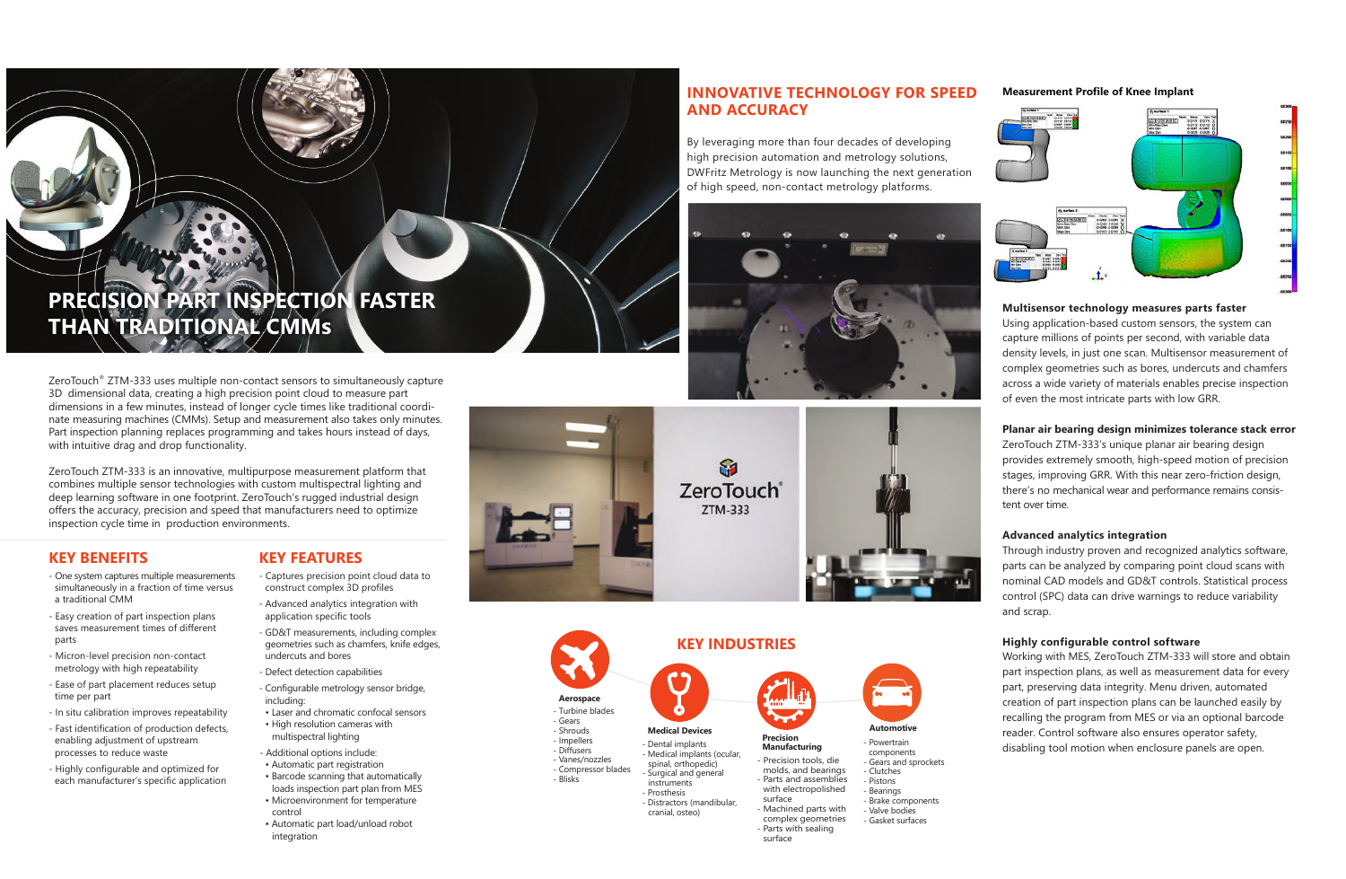# PRECISION PART INSPECTION FASTER THAN TRADITIONAL CMMs

ZeroTouch® ZTM-333 uses multiple non-contact sensors to simultaneously capture 3D dimensional data, creating a high precision point cloud to measure part dimensions in a few minutes, instead of longer cycle times like traditional coordinate measuring machines (CMMs). Setup and measurement also takes only minutes. Part inspection planning replaces programming and takes hours instead of days, with intuitive drag and drop functionality.

ZeroTouch ZTM-333 is an innovative, multipurpose measurement platform that combines multiple sensor technologies with custom multispectral lighting and deep learning software in one footprint. ZeroTouch's rugged industrial design offers the accuracy, precision and speed that manufacturers need to optimize inspection cycle time in production environments.

## KEY BENEFITS

- One system captures multiple measurements simultaneously in a fraction of time versus a traditional CMM
- Easy creation of part inspection plans saves measurement times of different parts
- Micron-level precision non-contact metrology with high repeatability
- Ease of part placement reduces setup time per part
- In situ calibration improves repeatability
- Fast identification of production defects, enabling adjustment of upstream processes to reduce waste
- Highly configurable and optimized for each manufacturer's specific application

## KEY FEATURES

- Captures precision point cloud data to construct complex 3D profiles
- Advanced analytics integration with application specific tools
- GD&T measurements, including complex geometries such as chamfers, knife edges, undercuts and bores
- Defect detection capabilities
- Configurable metrology sensor bridge, including:
  - Laser and chromatic confocal sensors
  - High resolution cameras with multispectral lighting
- Additional options include:
  - Automatic part registration
  - Barcode scanning that automatically loads inspection part plan from MES
  - Microenvironment for temperature control
  - Automatic part load/unload robot integration

## INNOVATIVE TECHNOLOGY FOR SPEED AND ACCURACY

By leveraging more than four decades of developing high precision automation and metrology solutions, DWFritz Metrology is now launching the next generation of high speed, non-contact metrology platforms.

ZeroTouch®
ZTM-333

## KEY INDUSTRIES

**Aerospace**
- Turbine blades
- Gears
- Shrouds
- Impellers
- Diffusers
- Vanes/nozzles
- Compressor blades
- Blisks

**Medical Devices**
- Dental implants
- Medical implants (ocular, spinal, orthopedic)
- Surgical and general instruments
- Prosthesis
- Distractors (mandibular, cranial, osteo)

**Precision Manufacturing**
- Precision tools, die molds, and bearings
- Parts and assemblies with electropolished surface
- Machined parts with complex geometries
- Parts with sealing surface

**Automotive**
- Powertrain components
- Gears and sprockets
- Clutches
- Pistons
- Bearings
- Brake components
- Valve bodies
- Gasket surfaces

**Measurement Profile of Knee Implant**

### Multisensor technology measures parts faster

Using application-based custom sensors, the system can capture millions of points per second, with variable data density levels, in just one scan. Multisensor measurement of complex geometries such as bores, undercuts and chamfers across a wide variety of materials enables precise inspection of even the most intricate parts with low GRR.

### Planar air bearing design minimizes tolerance stack error

ZeroTouch ZTM-333's unique planar air bearing design provides extremely smooth, high-speed motion of precision stages, improving GRR. With this near zero-friction design, there's no mechanical wear and performance remains consistent over time.

### Advanced analytics integration

Through industry proven and recognized analytics software, parts can be analyzed by comparing point cloud scans with nominal CAD models and GD&T controls. Statistical process control (SPC) data can drive warnings to reduce variability and scrap.

### Highly configurable control software

Working with MES, ZeroTouch ZTM-333 will store and obtain part inspection plans, as well as measurement data for every part, preserving data integrity. Menu driven, automated creation of part inspection plans can be launched easily by recalling the program from MES or via an optional barcode reader. Control software also ensures operator safety, disabling tool motion when enclosure panels are open.